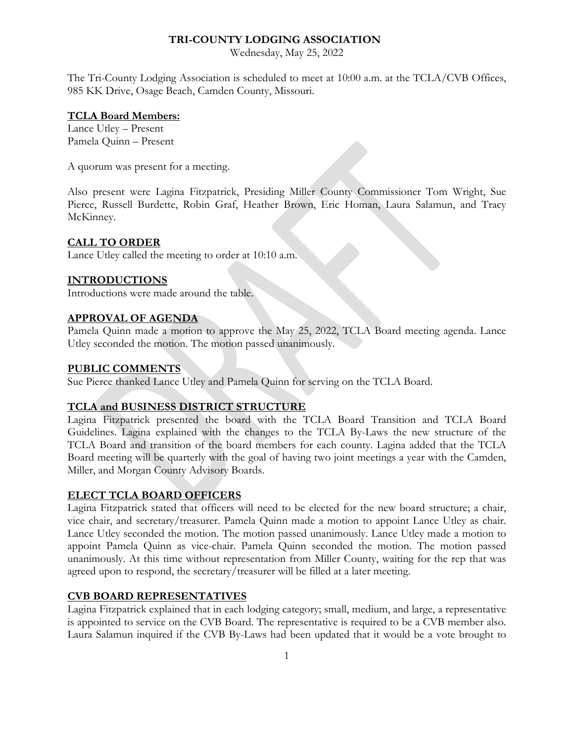**TRI-COUNTY LODGING ASSOCIATION**

Wednesday, May 25, 2022

The Tri-County Lodging Association is scheduled to meet at 10:00 a.m. at the TCLA/CVB Offices, 985 KK Drive, Osage Beach, Camden County, Missouri.

**TCLA Board Members:**

Lance Utley – Present
Pamela Quinn – Present

A quorum was present for a meeting.

Also present were Lagina Fitzpatrick, Presiding Miller County Commissioner Tom Wright, Sue Pierce, Russell Burdette, Robin Graf, Heather Brown, Eric Homan, Laura Salamun, and Tracy McKinney.

**CALL TO ORDER**

Lance Utley called the meeting to order at 10:10 a.m.

**INTRODUCTIONS**

Introductions were made around the table.

**APPROVAL OF AGENDA**

Pamela Quinn made a motion to approve the May 25, 2022, TCLA Board meeting agenda. Lance Utley seconded the motion. The motion passed unanimously.

**PUBLIC COMMENTS**

Sue Pierce thanked Lance Utley and Pamela Quinn for serving on the TCLA Board.

**TCLA and BUSINESS DISTRICT STRUCTURE**

Lagina Fitzpatrick presented the board with the TCLA Board Transition and TCLA Board Guidelines. Lagina explained with the changes to the TCLA By-Laws the new structure of the TCLA Board and transition of the board members for each county. Lagina added that the TCLA Board meeting will be quarterly with the goal of having two joint meetings a year with the Camden, Miller, and Morgan County Advisory Boards.

**ELECT TCLA BOARD OFFICERS**

Lagina Fitzpatrick stated that officers will need to be elected for the new board structure; a chair, vice chair, and secretary/treasurer. Pamela Quinn made a motion to appoint Lance Utley as chair. Lance Utley seconded the motion. The motion passed unanimously. Lance Utley made a motion to appoint Pamela Quinn as vice-chair. Pamela Quinn seconded the motion. The motion passed unanimously. At this time without representation from Miller County, waiting for the rep that was agreed upon to respond, the secretary/treasurer will be filled at a later meeting.

**CVB BOARD REPRESENTATIVES**

Lagina Fitzpatrick explained that in each lodging category; small, medium, and large, a representative is appointed to service on the CVB Board. The representative is required to be a CVB member also. Laura Salamun inquired if the CVB By-Laws had been updated that it would be a vote brought to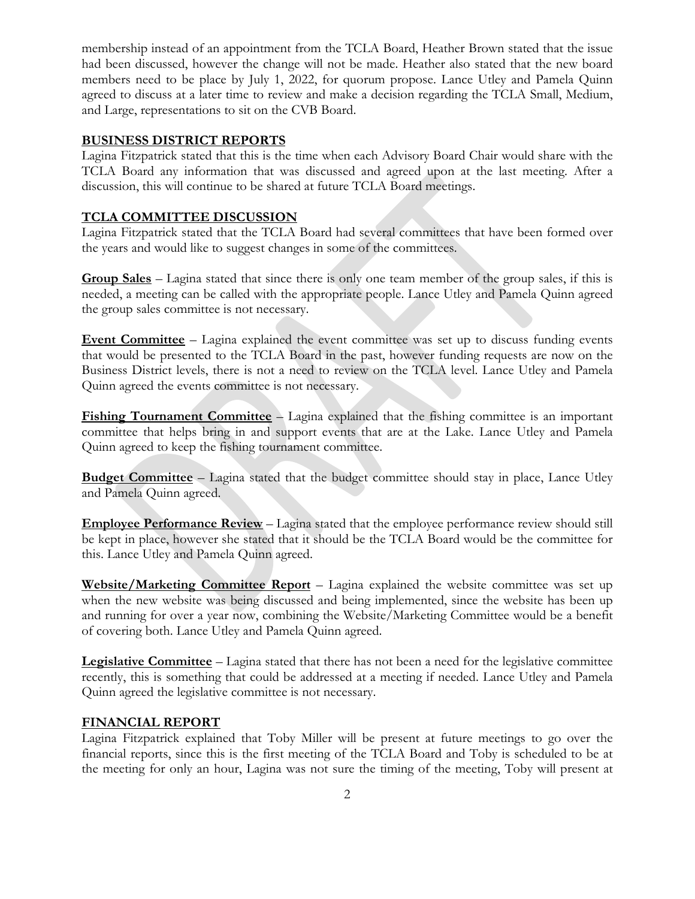membership instead of an appointment from the TCLA Board, Heather Brown stated that the issue had been discussed, however the change will not be made. Heather also stated that the new board members need to be place by July 1, 2022, for quorum propose. Lance Utley and Pamela Quinn agreed to discuss at a later time to review and make a decision regarding the TCLA Small, Medium, and Large, representations to sit on the CVB Board.

## BUSINESS DISTRICT REPORTS

Lagina Fitzpatrick stated that this is the time when each Advisory Board Chair would share with the TCLA Board any information that was discussed and agreed upon at the last meeting. After a discussion, this will continue to be shared at future TCLA Board meetings.

## TCLA COMMITTEE DISCUSSION

Lagina Fitzpatrick stated that the TCLA Board had several committees that have been formed over the years and would like to suggest changes in some of the committees.

**Group Sales** – Lagina stated that since there is only one team member of the group sales, if this is needed, a meeting can be called with the appropriate people. Lance Utley and Pamela Quinn agreed the group sales committee is not necessary.

**Event Committee** – Lagina explained the event committee was set up to discuss funding events that would be presented to the TCLA Board in the past, however funding requests are now on the Business District levels, there is not a need to review on the TCLA level. Lance Utley and Pamela Quinn agreed the events committee is not necessary.

**Fishing Tournament Committee** – Lagina explained that the fishing committee is an important committee that helps bring in and support events that are at the Lake. Lance Utley and Pamela Quinn agreed to keep the fishing tournament committee.

**Budget Committee** – Lagina stated that the budget committee should stay in place, Lance Utley and Pamela Quinn agreed.

**Employee Performance Review** – Lagina stated that the employee performance review should still be kept in place, however she stated that it should be the TCLA Board would be the committee for this. Lance Utley and Pamela Quinn agreed.

**Website/Marketing Committee Report** – Lagina explained the website committee was set up when the new website was being discussed and being implemented, since the website has been up and running for over a year now, combining the Website/Marketing Committee would be a benefit of covering both. Lance Utley and Pamela Quinn agreed.

**Legislative Committee** – Lagina stated that there has not been a need for the legislative committee recently, this is something that could be addressed at a meeting if needed. Lance Utley and Pamela Quinn agreed the legislative committee is not necessary.

## FINANCIAL REPORT

Lagina Fitzpatrick explained that Toby Miller will be present at future meetings to go over the financial reports, since this is the first meeting of the TCLA Board and Toby is scheduled to be at the meeting for only an hour, Lagina was not sure the timing of the meeting, Toby will present at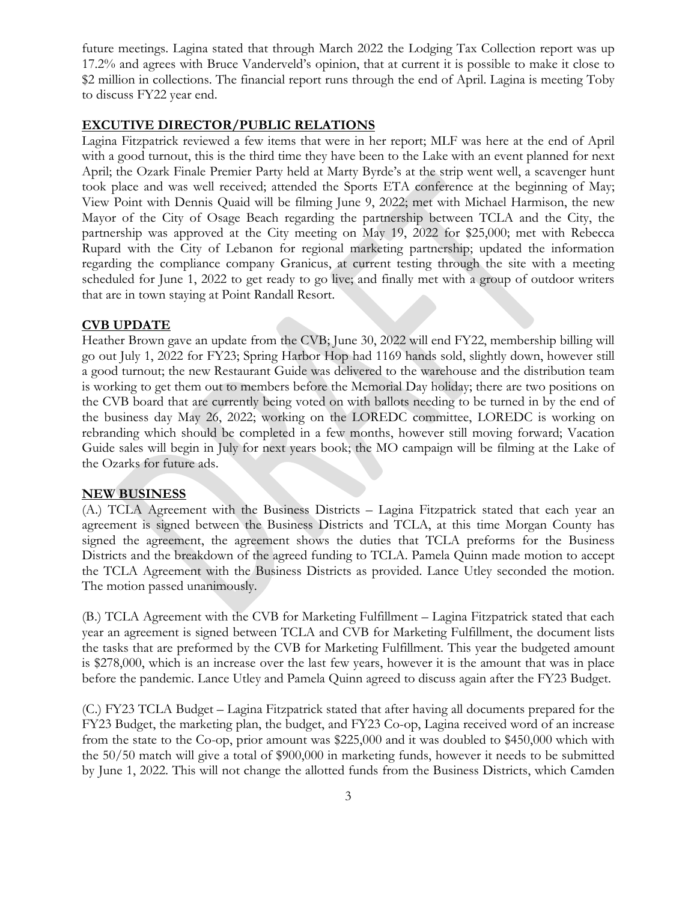future meetings. Lagina stated that through March 2022 the Lodging Tax Collection report was up 17.2% and agrees with Bruce Vanderveld's opinion, that at current it is possible to make it close to $2 million in collections. The financial report runs through the end of April. Lagina is meeting Toby to discuss FY22 year end.

## EXCUTIVE DIRECTOR/PUBLIC RELATIONS

Lagina Fitzpatrick reviewed a few items that were in her report; MLF was here at the end of April with a good turnout, this is the third time they have been to the Lake with an event planned for next April; the Ozark Finale Premier Party held at Marty Byrde's at the strip went well, a scavenger hunt took place and was well received; attended the Sports ETA conference at the beginning of May; View Point with Dennis Quaid will be filming June 9, 2022; met with Michael Harmison, the new Mayor of the City of Osage Beach regarding the partnership between TCLA and the City, the partnership was approved at the City meeting on May 19, 2022 for $25,000; met with Rebecca Rupard with the City of Lebanon for regional marketing partnership; updated the information regarding the compliance company Granicus, at current testing through the site with a meeting scheduled for June 1, 2022 to get ready to go live; and finally met with a group of outdoor writers that are in town staying at Point Randall Resort.

## CVB UPDATE

Heather Brown gave an update from the CVB; June 30, 2022 will end FY22, membership billing will go out July 1, 2022 for FY23; Spring Harbor Hop had 1169 hands sold, slightly down, however still a good turnout; the new Restaurant Guide was delivered to the warehouse and the distribution team is working to get them out to members before the Memorial Day holiday; there are two positions on the CVB board that are currently being voted on with ballots needing to be turned in by the end of the business day May 26, 2022; working on the LOREDC committee, LOREDC is working on rebranding which should be completed in a few months, however still moving forward; Vacation Guide sales will begin in July for next years book; the MO campaign will be filming at the Lake of the Ozarks for future ads.

## NEW BUSINESS

(A.) TCLA Agreement with the Business Districts – Lagina Fitzpatrick stated that each year an agreement is signed between the Business Districts and TCLA, at this time Morgan County has signed the agreement, the agreement shows the duties that TCLA preforms for the Business Districts and the breakdown of the agreed funding to TCLA. Pamela Quinn made motion to accept the TCLA Agreement with the Business Districts as provided. Lance Utley seconded the motion. The motion passed unanimously.

(B.) TCLA Agreement with the CVB for Marketing Fulfillment – Lagina Fitzpatrick stated that each year an agreement is signed between TCLA and CVB for Marketing Fulfillment, the document lists the tasks that are preformed by the CVB for Marketing Fulfillment. This year the budgeted amount is $278,000, which is an increase over the last few years, however it is the amount that was in place before the pandemic. Lance Utley and Pamela Quinn agreed to discuss again after the FY23 Budget.

(C.) FY23 TCLA Budget – Lagina Fitzpatrick stated that after having all documents prepared for the FY23 Budget, the marketing plan, the budget, and FY23 Co-op, Lagina received word of an increase from the state to the Co-op, prior amount was $225,000 and it was doubled to $450,000 which with the 50/50 match will give a total of $900,000 in marketing funds, however it needs to be submitted by June 1, 2022. This will not change the allotted funds from the Business Districts, which Camden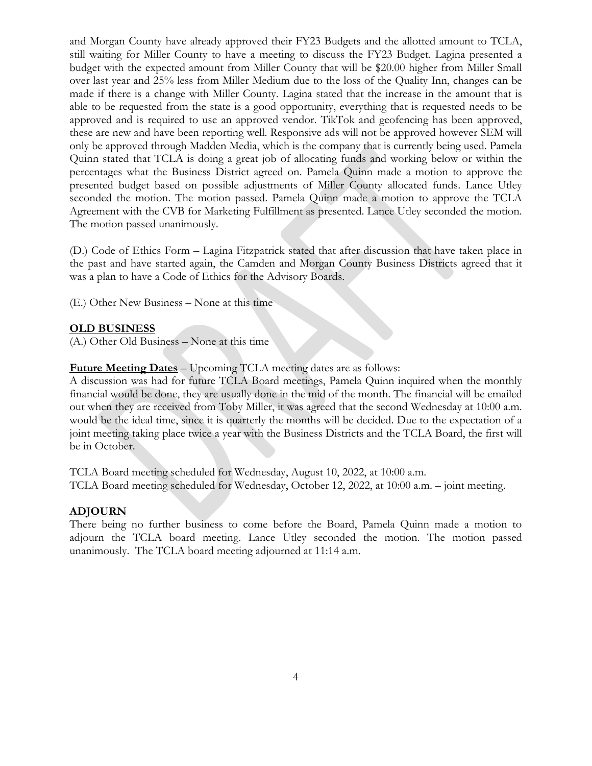and Morgan County have already approved their FY23 Budgets and the allotted amount to TCLA, still waiting for Miller County to have a meeting to discuss the FY23 Budget. Lagina presented a budget with the expected amount from Miller County that will be $20.00 higher from Miller Small over last year and 25% less from Miller Medium due to the loss of the Quality Inn, changes can be made if there is a change with Miller County. Lagina stated that the increase in the amount that is able to be requested from the state is a good opportunity, everything that is requested needs to be approved and is required to use an approved vendor. TikTok and geofencing has been approved, these are new and have been reporting well. Responsive ads will not be approved however SEM will only be approved through Madden Media, which is the company that is currently being used. Pamela Quinn stated that TCLA is doing a great job of allocating funds and working below or within the percentages what the Business District agreed on. Pamela Quinn made a motion to approve the presented budget based on possible adjustments of Miller County allocated funds. Lance Utley seconded the motion. The motion passed. Pamela Quinn made a motion to approve the TCLA Agreement with the CVB for Marketing Fulfillment as presented. Lance Utley seconded the motion. The motion passed unanimously.

(D.) Code of Ethics Form – Lagina Fitzpatrick stated that after discussion that have taken place in the past and have started again, the Camden and Morgan County Business Districts agreed that it was a plan to have a Code of Ethics for the Advisory Boards.

(E.) Other New Business – None at this time

## OLD BUSINESS

(A.) Other Old Business – None at this time

**Future Meeting Dates** – Upcoming TCLA meeting dates are as follows:

A discussion was had for future TCLA Board meetings, Pamela Quinn inquired when the monthly financial would be done, they are usually done in the mid of the month. The financial will be emailed out when they are received from Toby Miller, it was agreed that the second Wednesday at 10:00 a.m. would be the ideal time, since it is quarterly the months will be decided. Due to the expectation of a joint meeting taking place twice a year with the Business Districts and the TCLA Board, the first will be in October.

TCLA Board meeting scheduled for Wednesday, August 10, 2022, at 10:00 a.m.
TCLA Board meeting scheduled for Wednesday, October 12, 2022, at 10:00 a.m. – joint meeting.

## ADJOURN

There being no further business to come before the Board, Pamela Quinn made a motion to adjourn the TCLA board meeting. Lance Utley seconded the motion. The motion passed unanimously. The TCLA board meeting adjourned at 11:14 a.m.